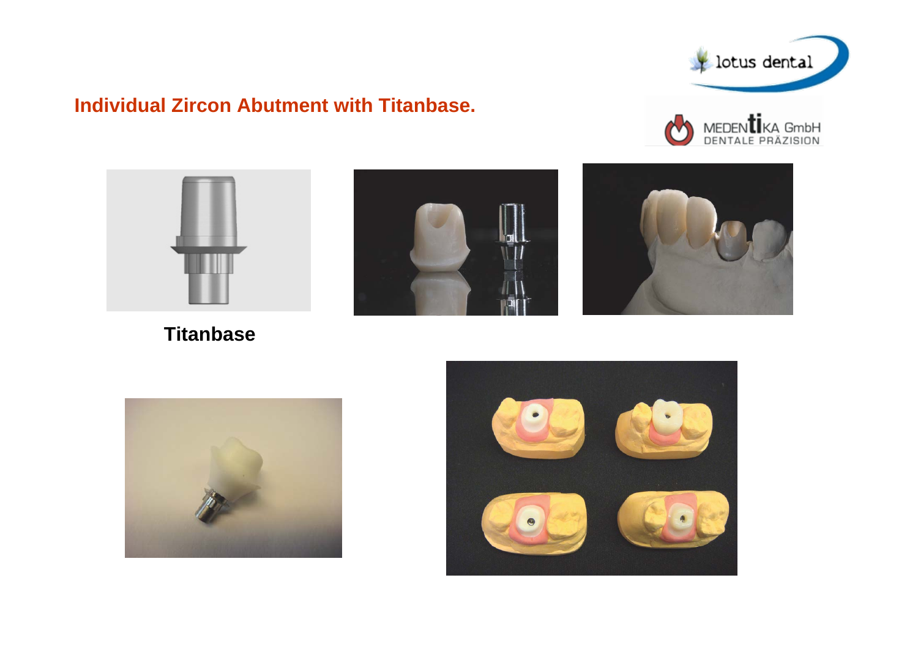## Individual Zircon Abutment with Titanbase.

**Titanbase**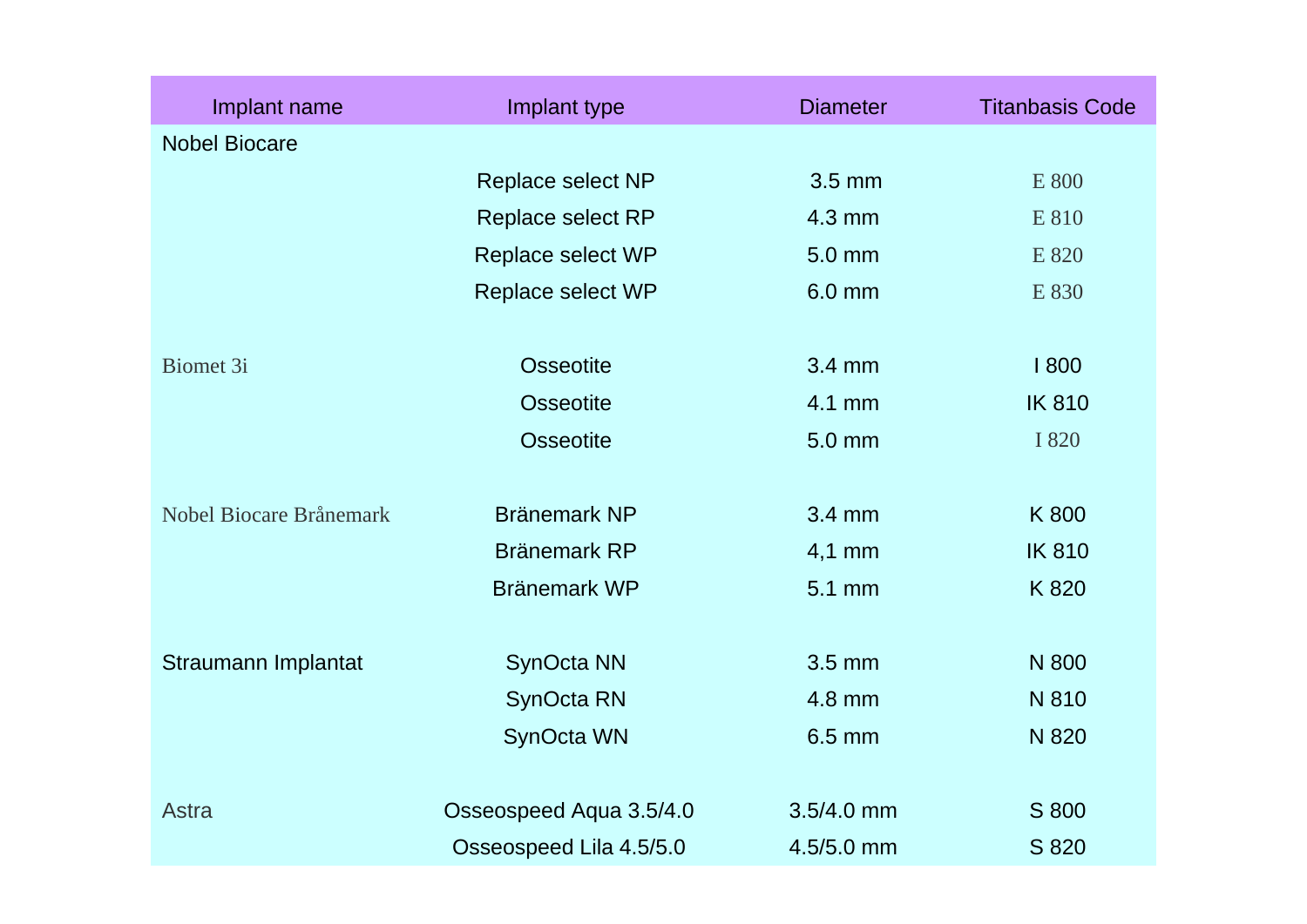| Implant name | Implant type | Diameter | Titanbasis Code |
|---|---|---|---|
| Nobel Biocare | | | |
| | Replace select NP | 3.5 mm | E 800 |
| | Replace select RP | 4.3 mm | E 810 |
| | Replace select WP | 5.0 mm | E 820 |
| | Replace select WP | 6.0 mm | E 830 |
| | | | |
| Biomet 3i | Osseotite | 3.4 mm | I 800 |
| | Osseotite | 4.1 mm | IK 810 |
| | Osseotite | 5.0 mm | I 820 |
| | | | |
| Nobel Biocare Brånemark | Bränemark NP | 3.4 mm | K 800 |
| | Bränemark RP | 4,1 mm | IK 810 |
| | Bränemark WP | 5.1 mm | K 820 |
| | | | |
| Straumann Implantat | SynOcta NN | 3.5 mm | N 800 |
| | SynOcta RN | 4.8 mm | N 810 |
| | SynOcta WN | 6.5 mm | N 820 |
| | | | |
| Astra | Osseospeed Aqua 3.5/4.0 | 3.5/4.0 mm | S 800 |
| | Osseospeed Lila 4.5/5.0 | 4.5/5.0 mm | S 820 |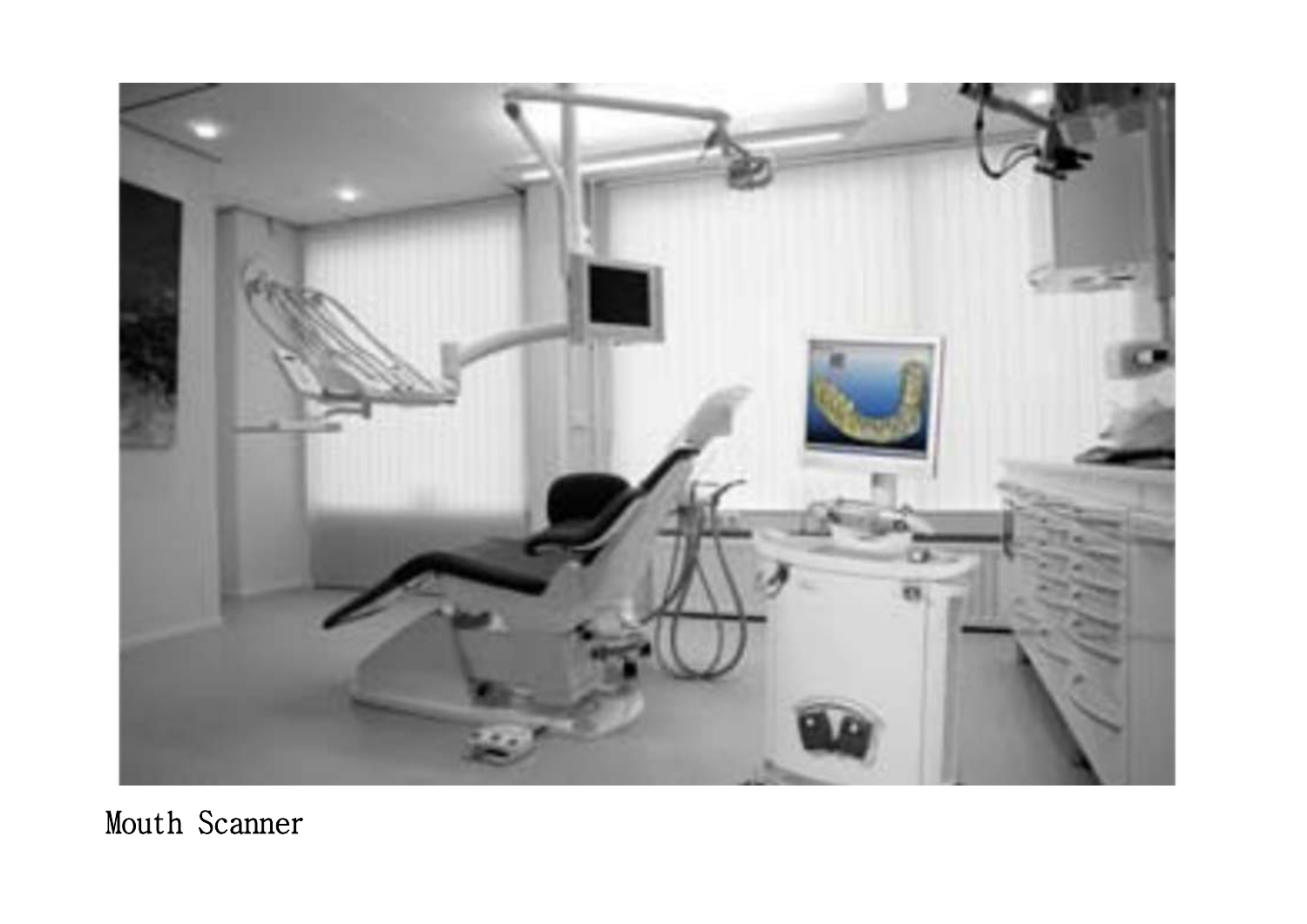Mouth Scanner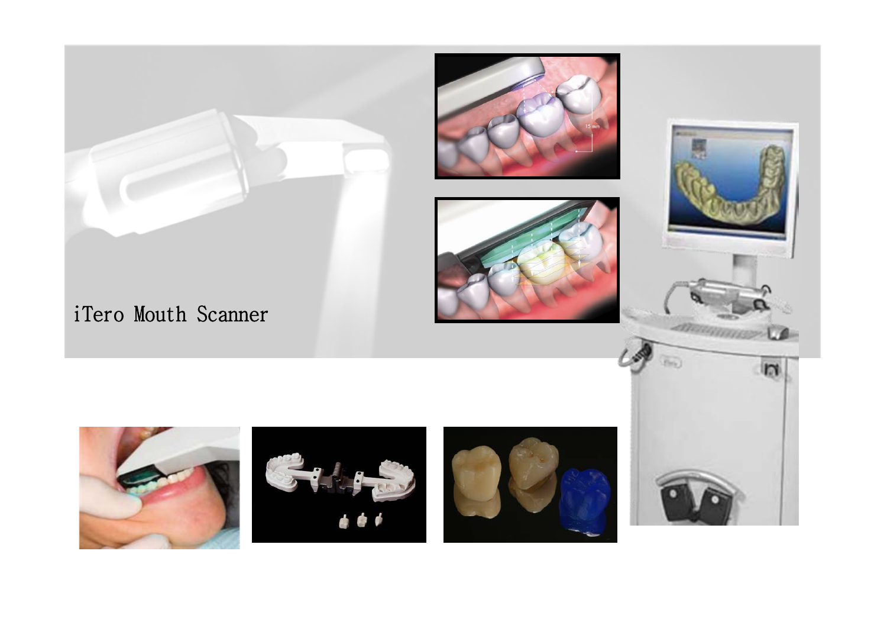iTero Mouth Scanner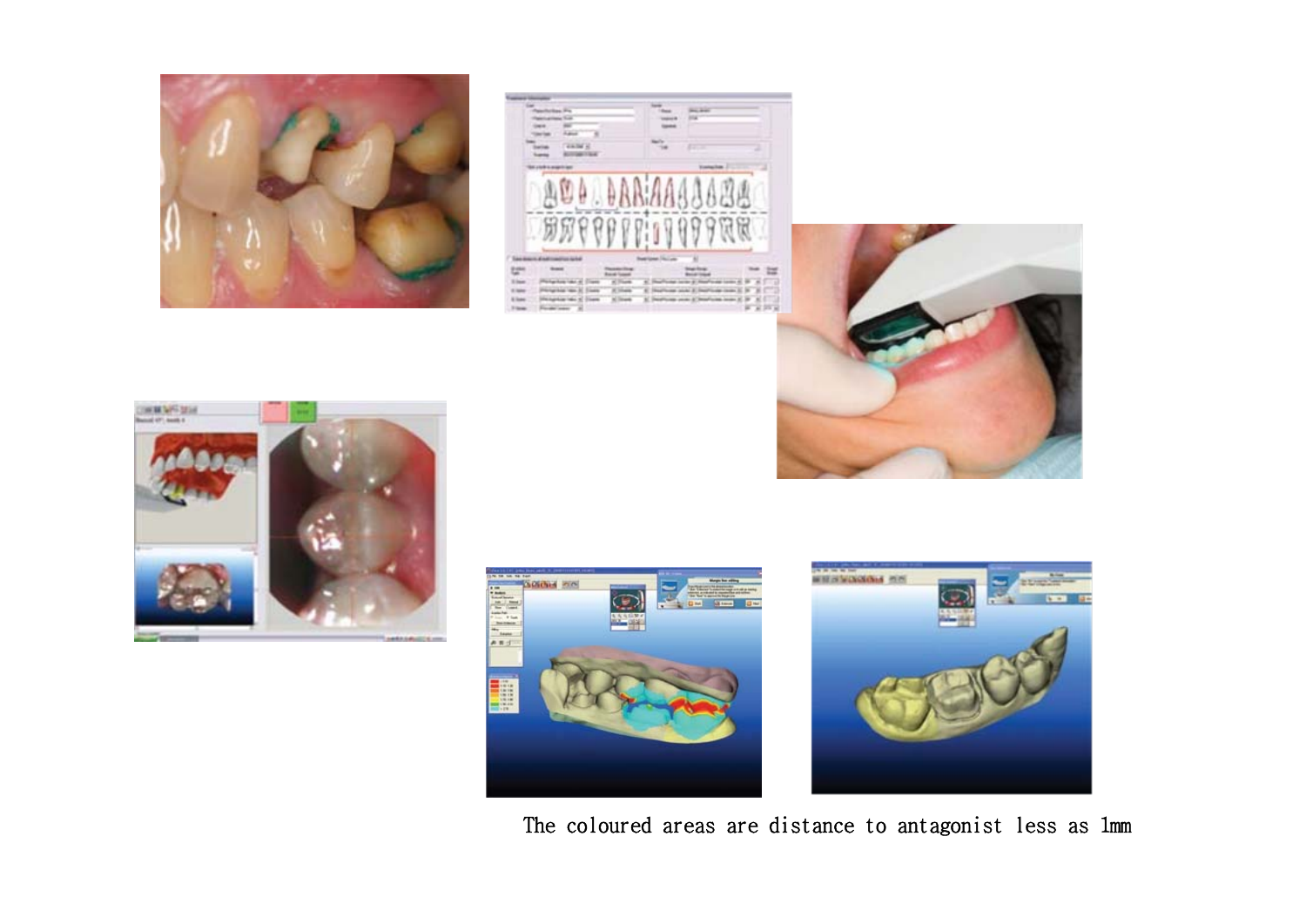The coloured areas are distance to antagonist less as 1mm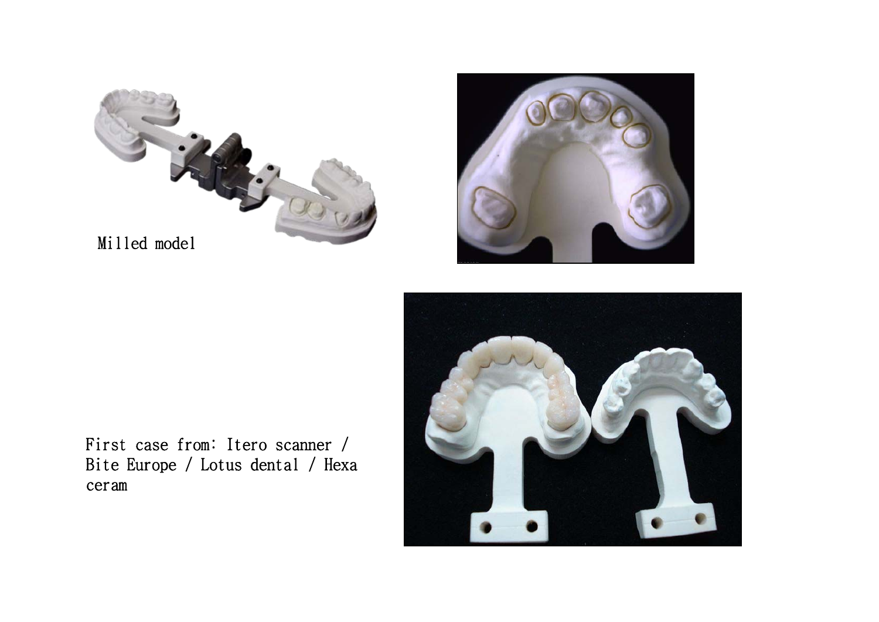Milled model

First case from: Itero scanner / Bite Europe / Lotus dental / Hexa ceram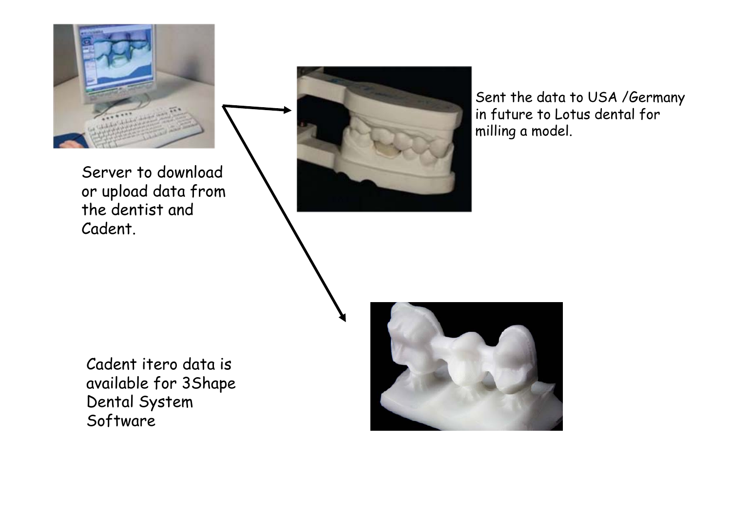Server to download or upload data from the dentist and Cadent.

Sent the data to USA /Germany in future to Lotus dental for milling a model.

Cadent itero data is available for 3Shape Dental System Software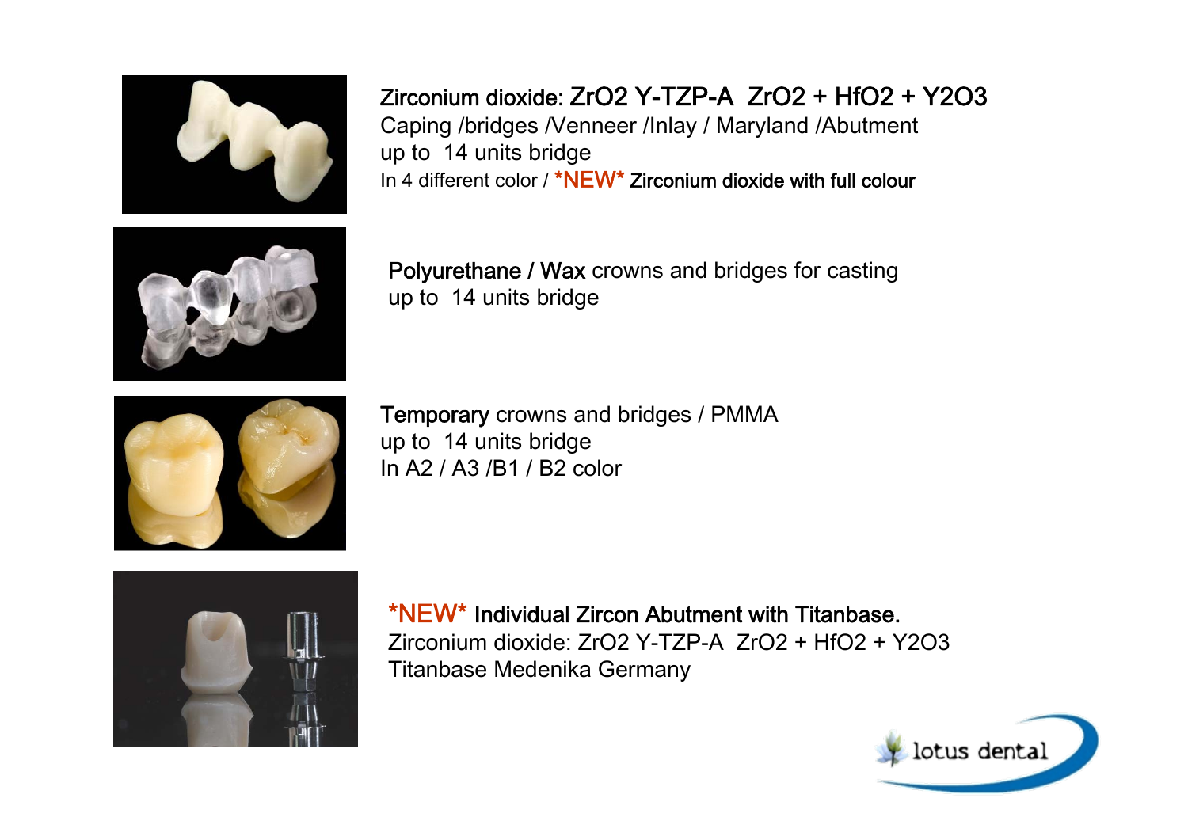**Zirconium dioxide:** ZrO2 Y-TZP-A ZrO2 + HfO2 + Y2O3
Caping /bridges /Venneer /Inlay / Maryland /Abutment
up to 14 units bridge
In 4 different color / *NEW* **Zirconium dioxide with full colour**

**Polyurethane / Wax** crowns and bridges for casting
up to 14 units bridge

**Temporary** crowns and bridges / PMMA
up to 14 units bridge
In A2 / A3 /B1 / B2 color

*NEW* **Individual Zircon Abutment with Titanbase.**
Zirconium dioxide: ZrO2 Y-TZP-A ZrO2 + HfO2 + Y2O3
Titanbase Medenika Germany

lotus dental